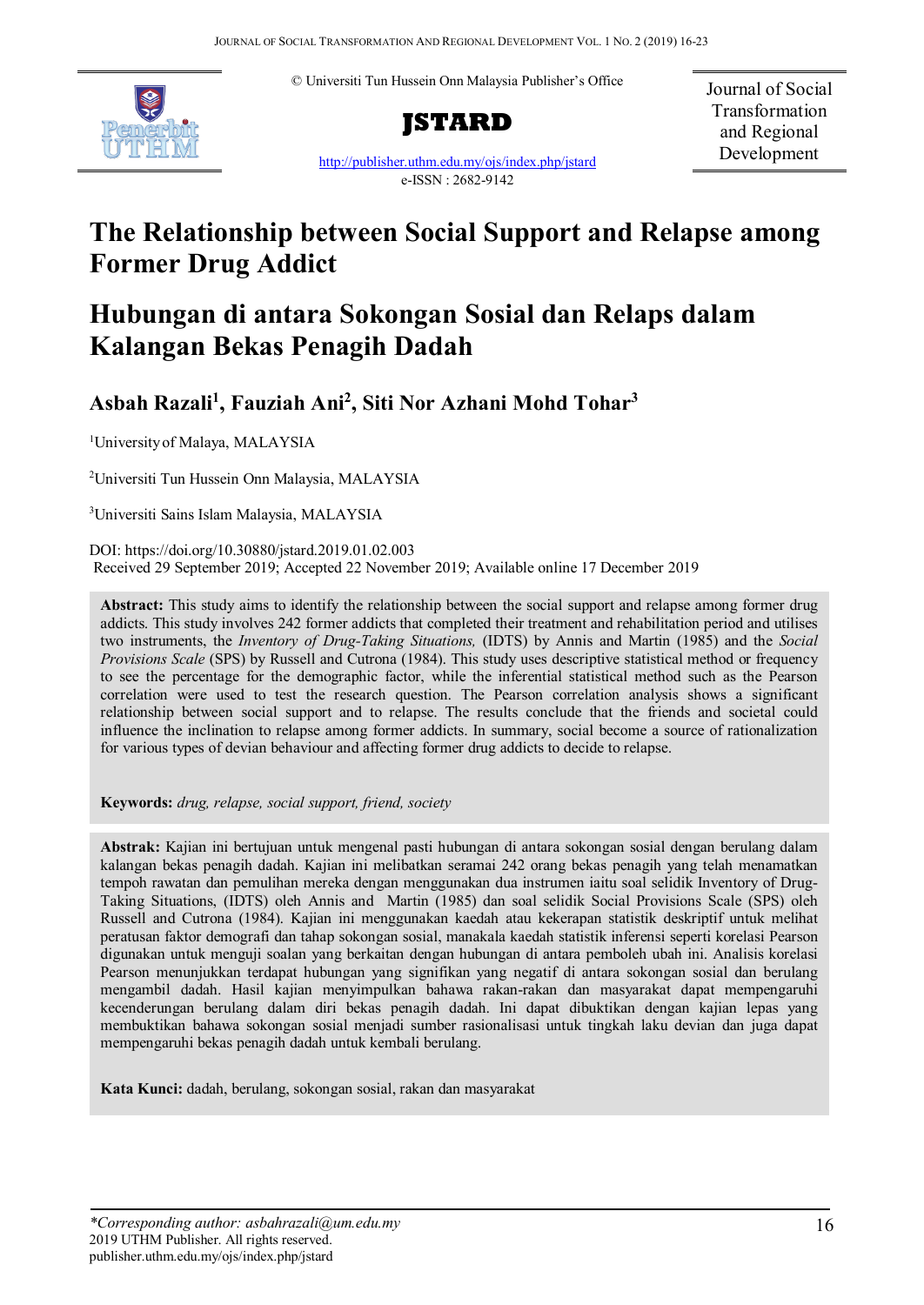© Universiti Tun Hussein Onn Malaysia Publisher's Office

**JSTARD**

http://publisher.uthm.edu.my/ojs/index.php/jstard

e-ISSN : 2682-9142

Journal of Social Transformation and Regional Development

# The Relationship between Social Support and Relapse among Former Drug Addict

# Hubungan di antara Sokongan Sosial dan Relaps dalam Kalangan Bekas Penagih Dadah

**Asbah Razali[1], Fauziah Ani[2], Siti Nor Azhani Mohd Tohar[3]**

[1]University of Malaya, MALAYSIA

[2]Universiti Tun Hussein Onn Malaysia, MALAYSIA

[3]Universiti Sains Islam Malaysia, MALAYSIA

DOI: https://doi.org/10.30880/jstard.2019.01.02.003

Received 29 September 2019; Accepted 22 November 2019; Available online 17 December 2019

**Abstract:** This study aims to identify the relationship between the social support and relapse among former drug addicts. This study involves 242 former addicts that completed their treatment and rehabilitation period and utilises two instruments, the *Inventory of Drug-Taking Situations,* (IDTS) by Annis and Martin (1985) and the *Social Provisions Scale* (SPS) by Russell and Cutrona (1984). This study uses descriptive statistical method or frequency to see the percentage for the demographic factor, while the inferential statistical method such as the Pearson correlation were used to test the research question. The Pearson correlation analysis shows a significant relationship between social support and to relapse. The results conclude that the friends and societal could influence the inclination to relapse among former addicts. In summary, social become a source of rationalization for various types of devian behaviour and affecting former drug addicts to decide to relapse.

**Keywords:** *drug, relapse, social support, friend, society*

**Abstrak:** Kajian ini bertujuan untuk mengenal pasti hubungan di antara sokongan sosial dengan berulang dalam kalangan bekas penagih dadah. Kajian ini melibatkan seramai 242 orang bekas penagih yang telah menamatkan tempoh rawatan dan pemulihan mereka dengan menggunakan dua instrumen iaitu soal selidik Inventory of Drug-Taking Situations, (IDTS) oleh Annis and Martin (1985) dan soal selidik Social Provisions Scale (SPS) oleh Russell and Cutrona (1984). Kajian ini menggunakan kaedah atau kekerapan statistik deskriptif untuk melihat peratusan faktor demografi dan tahap sokongan sosial, manakala kaedah statistik inferensi seperti korelasi Pearson digunakan untuk menguji soalan yang berkaitan dengan hubungan di antara pemboleh ubah ini. Analisis korelasi Pearson menunjukkan terdapat hubungan yang signifikan yang negatif di antara sokongan sosial dan berulang mengambil dadah. Hasil kajian menyimpulkan bahawa rakan-rakan dan masyarakat dapat mempengaruhi kecenderungan berulang dalam diri bekas penagih dadah. Ini dapat dibuktikan dengan kajian lepas yang membuktikan bahawa sokongan sosial menjadi sumber rasionalisasi untuk tingkah laku devian dan juga dapat mempengaruhi bekas penagih dadah untuk kembali berulang.

**Kata Kunci:** dadah, berulang, sokongan sosial, rakan dan masyarakat

*\*Corresponding author: asbahrazali@um.edu.my*

2019 UTHM Publisher. All rights reserved.

publisher.uthm.edu.my/ojs/index.php/jstard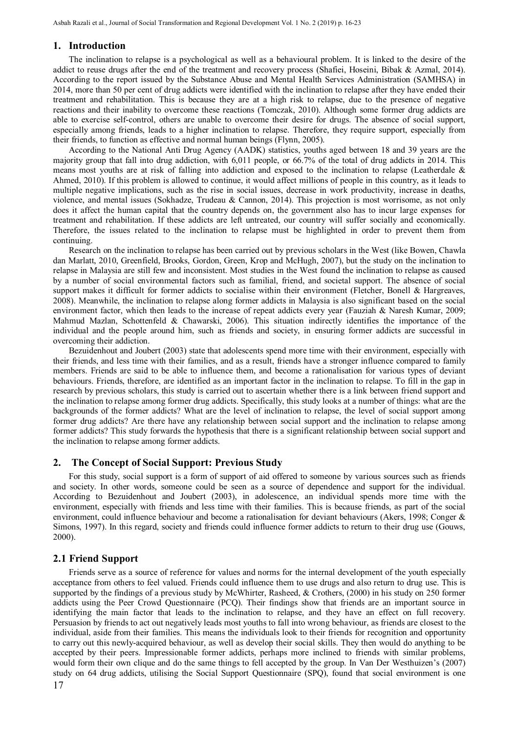## 1. Introduction

The inclination to relapse is a psychological as well as a behavioural problem. It is linked to the desire of the addict to reuse drugs after the end of the treatment and recovery process (Shafiei, Hoseini, Bibak & Azmal, 2014). According to the report issued by the Substance Abuse and Mental Health Services Administration (SAMHSA) in 2014, more than 50 per cent of drug addicts were identified with the inclination to relapse after they have ended their treatment and rehabilitation. This is because they are at a high risk to relapse, due to the presence of negative reactions and their inability to overcome these reactions (Tomczak, 2010). Although some former drug addicts are able to exercise self-control, others are unable to overcome their desire for drugs. The absence of social support, especially among friends, leads to a higher inclination to relapse. Therefore, they require support, especially from their friends, to function as effective and normal human beings (Flynn, 2005).

According to the National Anti Drug Agency (AADK) statistics, youths aged between 18 and 39 years are the majority group that fall into drug addiction, with 6,011 people, or 66.7% of the total of drug addicts in 2014. This means most youths are at risk of falling into addiction and exposed to the inclination to relapse (Leatherdale & Ahmed, 2010). If this problem is allowed to continue, it would affect millions of people in this country, as it leads to multiple negative implications, such as the rise in social issues, decrease in work productivity, increase in deaths, violence, and mental issues (Sokhadze, Trudeau & Cannon, 2014). This projection is most worrisome, as not only does it affect the human capital that the country depends on, the government also has to incur large expenses for treatment and rehabilitation. If these addicts are left untreated, our country will suffer socially and economically. Therefore, the issues related to the inclination to relapse must be highlighted in order to prevent them from continuing.

Research on the inclination to relapse has been carried out by previous scholars in the West (like Bowen, Chawla dan Marlatt, 2010, Greenfield, Brooks, Gordon, Green, Krop and McHugh, 2007), but the study on the inclination to relapse in Malaysia are still few and inconsistent. Most studies in the West found the inclination to relapse as caused by a number of social environmental factors such as familial, friend, and societal support. The absence of social support makes it difficult for former addicts to socialise within their environment (Fletcher, Bonell & Hargreaves, 2008). Meanwhile, the inclination to relapse along former addicts in Malaysia is also significant based on the social environment factor, which then leads to the increase of repeat addicts every year (Fauziah & Naresh Kumar, 2009; Mahmud Mazlan, Schottenfeld & Chawarski, 2006). This situation indirectly identifies the importance of the individual and the people around him, such as friends and society, in ensuring former addicts are successful in overcoming their addiction.

Bezuidenhout and Joubert (2003) state that adolescents spend more time with their environment, especially with their friends, and less time with their families, and as a result, friends have a stronger influence compared to family members. Friends are said to be able to influence them, and become a rationalisation for various types of deviant behaviours. Friends, therefore, are identified as an important factor in the inclination to relapse. To fill in the gap in research by previous scholars, this study is carried out to ascertain whether there is a link between friend support and the inclination to relapse among former drug addicts. Specifically, this study looks at a number of things: what are the backgrounds of the former addicts? What are the level of inclination to relapse, the level of social support among former drug addicts? Are there have any relationship between social support and the inclination to relapse among former addicts? This study forwards the hypothesis that there is a significant relationship between social support and the inclination to relapse among former addicts.

## 2. The Concept of Social Support: Previous Study

For this study, social support is a form of support of aid offered to someone by various sources such as friends and society. In other words, someone could be seen as a source of dependence and support for the individual. According to Bezuidenhout and Joubert (2003), in adolescence, an individual spends more time with the environment, especially with friends and less time with their families. This is because friends, as part of the social environment, could influence behaviour and become a rationalisation for deviant behaviours (Akers, 1998; Conger & Simons, 1997). In this regard, society and friends could influence former addicts to return to their drug use (Gouws, 2000).

### 2.1 Friend Support

Friends serve as a source of reference for values and norms for the internal development of the youth especially acceptance from others to feel valued. Friends could influence them to use drugs and also return to drug use. This is supported by the findings of a previous study by McWhirter, Rasheed, & Crothers, (2000) in his study on 250 former addicts using the Peer Crowd Questionnaire (PCQ). Their findings show that friends are an important source in identifying the main factor that leads to the inclination to relapse, and they have an effect on full recovery. Persuasion by friends to act out negatively leads most youths to fall into wrong behaviour, as friends are closest to the individual, aside from their families. This means the individuals look to their friends for recognition and opportunity to carry out this newly-acquired behaviour, as well as develop their social skills. They then would do anything to be accepted by their peers. Impressionable former addicts, perhaps more inclined to friends with similar problems, would form their own clique and do the same things to fell accepted by the group. In Van Der Westhuizen's (2007) study on 64 drug addicts, utilising the Social Support Questionnaire (SPQ), found that social environment is one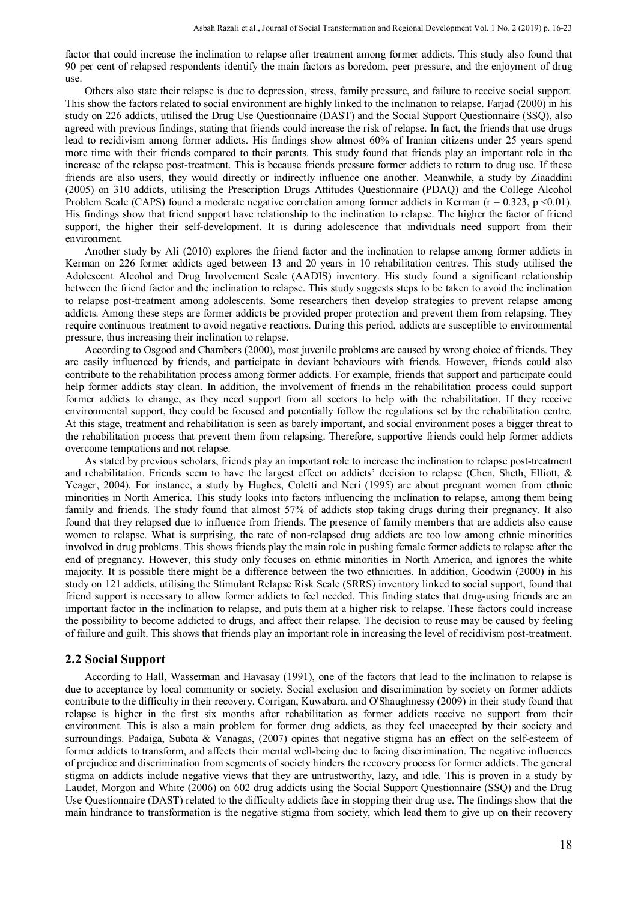factor that could increase the inclination to relapse after treatment among former addicts. This study also found that 90 per cent of relapsed respondents identify the main factors as boredom, peer pressure, and the enjoyment of drug use.

Others also state their relapse is due to depression, stress, family pressure, and failure to receive social support. This show the factors related to social environment are highly linked to the inclination to relapse. Farjad (2000) in his study on 226 addicts, utilised the Drug Use Questionnaire (DAST) and the Social Support Questionnaire (SSQ), also agreed with previous findings, stating that friends could increase the risk of relapse. In fact, the friends that use drugs lead to recidivism among former addicts. His findings show almost 60% of Iranian citizens under 25 years spend more time with their friends compared to their parents. This study found that friends play an important role in the increase of the relapse post-treatment. This is because friends pressure former addicts to return to drug use. If these friends are also users, they would directly or indirectly influence one another. Meanwhile, a study by Ziaaddini (2005) on 310 addicts, utilising the Prescription Drugs Attitudes Questionnaire (PDAQ) and the College Alcohol Problem Scale (CAPS) found a moderate negative correlation among former addicts in Kerman ($r = 0.323$, $p < 0.01$). His findings show that friend support have relationship to the inclination to relapse. The higher the factor of friend support, the higher their self-development. It is during adolescence that individuals need support from their environment.

Another study by Ali (2010) explores the friend factor and the inclination to relapse among former addicts in Kerman on 226 former addicts aged between 13 and 20 years in 10 rehabilitation centres. This study utilised the Adolescent Alcohol and Drug Involvement Scale (AADIS) inventory. His study found a significant relationship between the friend factor and the inclination to relapse. This study suggests steps to be taken to avoid the inclination to relapse post-treatment among adolescents. Some researchers then develop strategies to prevent relapse among addicts. Among these steps are former addicts be provided proper protection and prevent them from relapsing. They require continuous treatment to avoid negative reactions. During this period, addicts are susceptible to environmental pressure, thus increasing their inclination to relapse.

According to Osgood and Chambers (2000), most juvenile problems are caused by wrong choice of friends. They are easily influenced by friends, and participate in deviant behaviours with friends. However, friends could also contribute to the rehabilitation process among former addicts. For example, friends that support and participate could help former addicts stay clean. In addition, the involvement of friends in the rehabilitation process could support former addicts to change, as they need support from all sectors to help with the rehabilitation. If they receive environmental support, they could be focused and potentially follow the regulations set by the rehabilitation centre. At this stage, treatment and rehabilitation is seen as barely important, and social environment poses a bigger threat to the rehabilitation process that prevent them from relapsing. Therefore, supportive friends could help former addicts overcome temptations and not relapse.

As stated by previous scholars, friends play an important role to increase the inclination to relapse post-treatment and rehabilitation. Friends seem to have the largest effect on addicts' decision to relapse (Chen, Sheth, Elliott, & Yeager, 2004). For instance, a study by Hughes, Coletti and Neri (1995) are about pregnant women from ethnic minorities in North America. This study looks into factors influencing the inclination to relapse, among them being family and friends. The study found that almost 57% of addicts stop taking drugs during their pregnancy. It also found that they relapsed due to influence from friends. The presence of family members that are addicts also cause women to relapse. What is surprising, the rate of non-relapsed drug addicts are too low among ethnic minorities involved in drug problems. This shows friends play the main role in pushing female former addicts to relapse after the end of pregnancy. However, this study only focuses on ethnic minorities in North America, and ignores the white majority. It is possible there might be a difference between the two ethnicities. In addition, Goodwin (2000) in his study on 121 addicts, utilising the Stimulant Relapse Risk Scale (SRRS) inventory linked to social support, found that friend support is necessary to allow former addicts to feel needed. This finding states that drug-using friends are an important factor in the inclination to relapse, and puts them at a higher risk to relapse. These factors could increase the possibility to become addicted to drugs, and affect their relapse. The decision to reuse may be caused by feeling of failure and guilt. This shows that friends play an important role in increasing the level of recidivism post-treatment.

## 2.2 Social Support

According to Hall, Wasserman and Havasay (1991), one of the factors that lead to the inclination to relapse is due to acceptance by local community or society. Social exclusion and discrimination by society on former addicts contribute to the difficulty in their recovery. Corrigan, Kuwabara, and O'Shaughnessy (2009) in their study found that relapse is higher in the first six months after rehabilitation as former addicts receive no support from their environment. This is also a main problem for former drug addicts, as they feel unaccepted by their society and surroundings. Padaiga, Subata & Vanagas, (2007) opines that negative stigma has an effect on the self-esteem of former addicts to transform, and affects their mental well-being due to facing discrimination. The negative influences of prejudice and discrimination from segments of society hinders the recovery process for former addicts. The general stigma on addicts include negative views that they are untrustworthy, lazy, and idle. This is proven in a study by Laudet, Morgon and White (2006) on 602 drug addicts using the Social Support Questionnaire (SSQ) and the Drug Use Questionnaire (DAST) related to the difficulty addicts face in stopping their drug use. The findings show that the main hindrance to transformation is the negative stigma from society, which lead them to give up on their recovery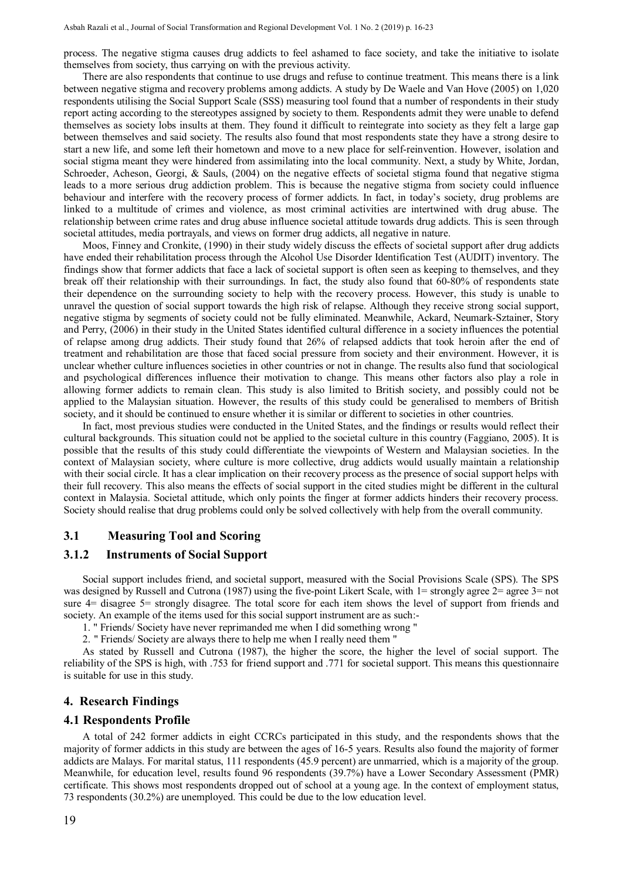process. The negative stigma causes drug addicts to feel ashamed to face society, and take the initiative to isolate themselves from society, thus carrying on with the previous activity.

There are also respondents that continue to use drugs and refuse to continue treatment. This means there is a link between negative stigma and recovery problems among addicts. A study by De Waele and Van Hove (2005) on 1,020 respondents utilising the Social Support Scale (SSS) measuring tool found that a number of respondents in their study report acting according to the stereotypes assigned by society to them. Respondents admit they were unable to defend themselves as society lobs insults at them. They found it difficult to reintegrate into society as they felt a large gap between themselves and said society. The results also found that most respondents state they have a strong desire to start a new life, and some left their hometown and move to a new place for self-reinvention. However, isolation and social stigma meant they were hindered from assimilating into the local community. Next, a study by White, Jordan, Schroeder, Acheson, Georgi, & Sauls, (2004) on the negative effects of societal stigma found that negative stigma leads to a more serious drug addiction problem. This is because the negative stigma from society could influence behaviour and interfere with the recovery process of former addicts. In fact, in today's society, drug problems are linked to a multitude of crimes and violence, as most criminal activities are intertwined with drug abuse. The relationship between crime rates and drug abuse influence societal attitude towards drug addicts. This is seen through societal attitudes, media portrayals, and views on former drug addicts, all negative in nature.

Moos, Finney and Cronkite, (1990) in their study widely discuss the effects of societal support after drug addicts have ended their rehabilitation process through the Alcohol Use Disorder Identification Test (AUDIT) inventory. The findings show that former addicts that face a lack of societal support is often seen as keeping to themselves, and they break off their relationship with their surroundings. In fact, the study also found that 60-80% of respondents state their dependence on the surrounding society to help with the recovery process. However, this study is unable to unravel the question of social support towards the high risk of relapse. Although they receive strong social support, negative stigma by segments of society could not be fully eliminated. Meanwhile, Ackard, Neumark-Sztainer, Story and Perry, (2006) in their study in the United States identified cultural difference in a society influences the potential of relapse among drug addicts. Their study found that 26% of relapsed addicts that took heroin after the end of treatment and rehabilitation are those that faced social pressure from society and their environment. However, it is unclear whether culture influences societies in other countries or not in change. The results also fund that sociological and psychological differences influence their motivation to change. This means other factors also play a role in allowing former addicts to remain clean. This study is also limited to British society, and possibly could not be applied to the Malaysian situation. However, the results of this study could be generalised to members of British society, and it should be continued to ensure whether it is similar or different to societies in other countries.

In fact, most previous studies were conducted in the United States, and the findings or results would reflect their cultural backgrounds. This situation could not be applied to the societal culture in this country (Faggiano, 2005). It is possible that the results of this study culture differentiate the viewpoints of Western and Malaysian societies. In the context of Malaysian society, where culture is more collective, drug addicts would usually maintain a relationship with their social circle. It has a clear implication on their recovery process as the presence of social support helps with their full recovery. This also means the effects of social support in the cited studies might be different in the cultural context in Malaysia. Societal attitude, which only points the finger at former addicts hinders their recovery process. Society should realise that drug problems could only be solved collectively with help from the overall community.

## 3.1 Measuring Tool and Scoring

### 3.1.2 Instruments of Social Support

Social support includes friend, and societal support, measured with the Social Provisions Scale (SPS). The SPS was designed by Russell and Cutrona (1987) using the five-point Likert Scale, with 1= strongly agree 2= agree 3= not sure 4= disagree 5= strongly disagree. The total score for each item shows the level of support from friends and society. An example of the items used for this social support instrument are as such:-

1. " Friends/ Society have never reprimanded me when I did something wrong "
2. " Friends/ Society are always there to help me when I really need them "

As stated by Russell and Cutrona (1987), the higher the score, the higher the level of social support. The reliability of the SPS is high, with .753 for friend support and .771 for societal support. This means this questionnaire is suitable for use in this study.

## 4. Research Findings

### 4.1 Respondents Profile

A total of 242 former addicts in eight CCRCs participated in this study, and the respondents shows that the majority of former addicts in this study are between the ages of 16-5 years. Results also found the majority of former addicts are Malays. For marital status, 111 respondents (45.9 percent) are unmarried, which is a majority of the group. Meanwhile, for education level, results found 96 respondents (39.7%) have a Lower Secondary Assessment (PMR) certificate. This shows most respondents dropped out of school at a young age. In the context of employment status, 73 respondents (30.2%) are unemployed. This could be due to the low education level.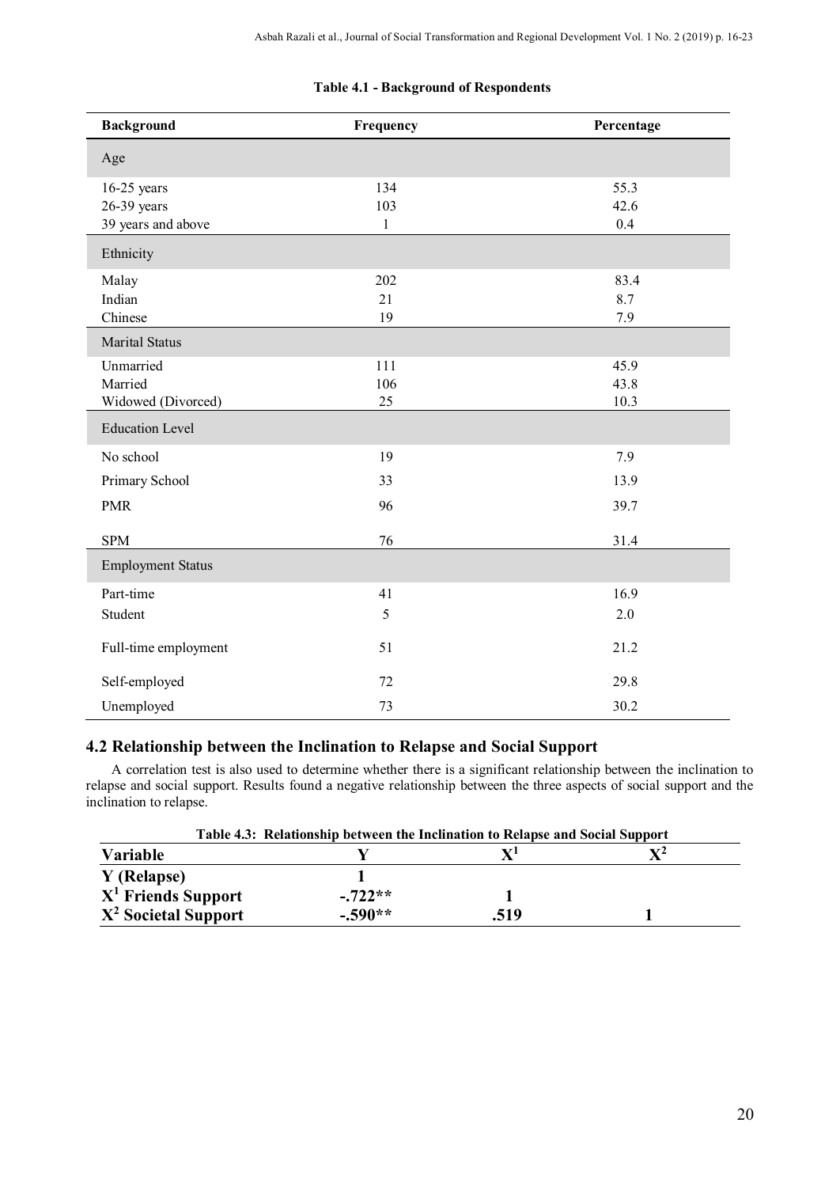**Table 4.1 - Background of Respondents**

| Background | Frequency | Percentage |
|---|---|---|
| Age | | |
| 16-25 years | 134 | 55.3 |
| 26-39 years | 103 | 42.6 |
| 39 years and above | 1 | 0.4 |
| Ethnicity | | |
| Malay | 202 | 83.4 |
| Indian | 21 | 8.7 |
| Chinese | 19 | 7.9 |
| Marital Status | | |
| Unmarried | 111 | 45.9 |
| Married | 106 | 43.8 |
| Widowed (Divorced) | 25 | 10.3 |
| Education Level | | |
| No school | 19 | 7.9 |
| Primary School | 33 | 13.9 |
| PMR | 96 | 39.7 |
| SPM | 76 | 31.4 |
| Employment Status | | |
| Part-time | 41 | 16.9 |
| Student | 5 | 2.0 |
| Full-time employment | 51 | 21.2 |
| Self-employed | 72 | 29.8 |
| Unemployed | 73 | 30.2 |

## 4.2 Relationship between the Inclination to Relapse and Social Support

A correlation test is also used to determine whether there is a significant relationship between the inclination to relapse and social support. Results found a negative relationship between the three aspects of social support and the inclination to relapse.

**Table 4.3: Relationship between the Inclination to Relapse and Social Support**

| Variable | Y | $X^1$ | $X^2$ |
|---|---|---|---|
| Y (Relapse) | 1 | | |
| $X^1$ Friends Support | -.722** | 1 | |
| $X^2$ Societal Support | -.590** | .519 | 1 |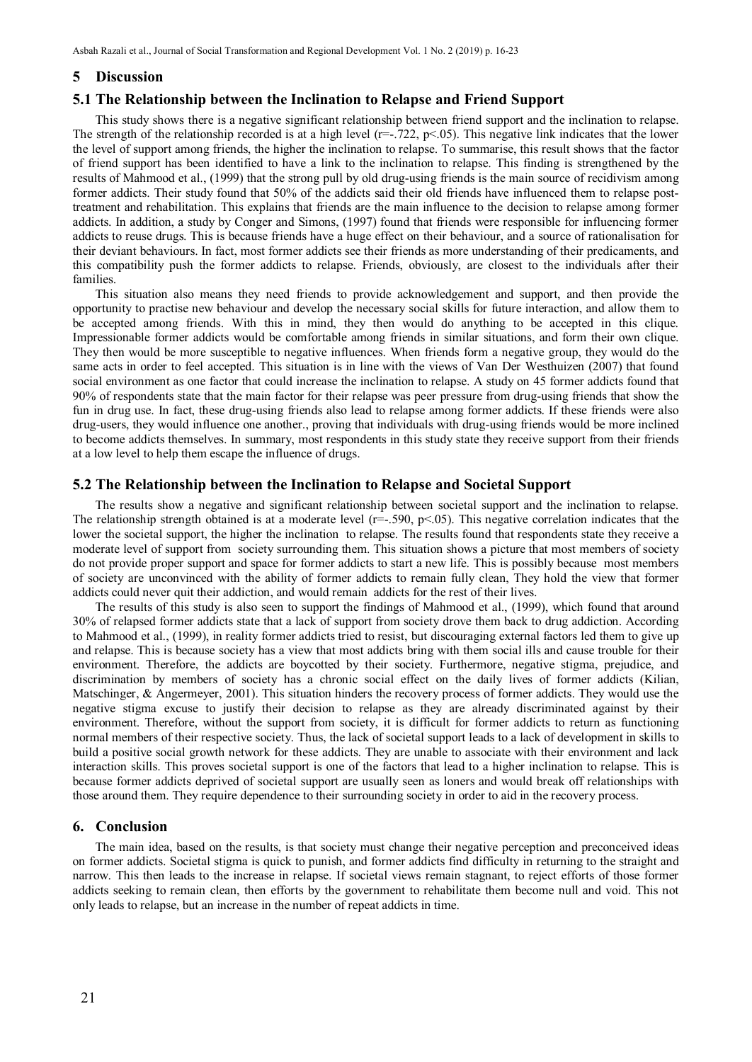## 5 Discussion

### 5.1 The Relationship between the Inclination to Relapse and Friend Support

This study shows there is a negative significant relationship between friend support and the inclination to relapse. The strength of the relationship recorded is at a high level ($r=-.722$, $p<.05$). This negative link indicates that the lower the level of support among friends, the higher the inclination to relapse. To summarise, this result shows that the factor of friend support has been identified to have a link to the inclination to relapse. This finding is strengthened by the results of Mahmood et al., (1999) that the strong pull by old drug-using friends is the main source of recidivism among former addicts. Their study found that 50% of the addicts said their old friends have influenced them to relapse post-treatment and rehabilitation. This explains that friends are the main influence to the decision to relapse among former addicts. In addition, a study by Conger and Simons, (1997) found that friends were responsible for influencing former addicts to reuse drugs. This is because friends have a huge effect on their behaviour, and a source of rationalisation for their deviant behaviours. In fact, most former addicts see their friends as more understanding of their predicaments, and this compatibility push the former addicts to relapse. Friends, obviously, are closest to the individuals after their families.

This situation also means they need friends to provide acknowledgement and support, and then provide the opportunity to practise new behaviour and develop the necessary social skills for future interaction, and allow them to be accepted among friends. With this in mind, they then would do anything to be accepted in this clique. Impressionable former addicts would be comfortable among friends in similar situations, and form their own clique. They then would be more susceptible to negative influences. When friends form a negative group, they would do the same acts in order to feel accepted. This situation is in line with the views of Van Der Westhuizen (2007) that found social environment as one factor that could increase the inclination to relapse. A study on 45 former addicts found that 90% of respondents state that the main factor for their relapse was peer pressure from drug-using friends that show the fun in drug use. In fact, these drug-using friends also lead to relapse among former addicts. If these friends were also drug-users, they would influence one another., proving that individuals with drug-using friends would be more inclined to become addicts themselves. In summary, most respondents in this study state they receive support from their friends at a low level to help them escape the influence of drugs.

### 5.2 The Relationship between the Inclination to Relapse and Societal Support

The results show a negative and significant relationship between societal support and the inclination to relapse. The relationship strength obtained is at a moderate level ($r=-.590$, $p<.05$). This negative correlation indicates that the lower the societal support, the higher the inclination to relapse. The results found that respondents state they receive a moderate level of support from society surrounding them. This situation shows a picture that most members of society do not provide proper support and space for former addicts to start a new life. This is possibly because most members of society are unconvinced with the ability of former addicts to remain fully clean, They hold the view that former addicts could never quit their addiction, and would remain addicts for the rest of their lives.

The results of this study is also seen to support the findings of Mahmood et al., (1999), which found that around 30% of relapsed former addicts state that a lack of support from society drove them back to drug addiction. According to Mahmood et al., (1999), in reality former addicts tried to resist, but discouraging external factors led them to give up and relapse. This is because society has a view that most addicts bring with them social ills and cause trouble for their environment. Therefore, the addicts are boycotted by their society. Furthermore, negative stigma, prejudice, and discrimination by members of society has a chronic social effect on the daily lives of former addicts (Kilian, Matschinger, & Angermeyer, 2001). This situation hinders the recovery process of former addicts. They would use the negative stigma excuse to justify their decision to relapse as they are already discriminated against by their environment. Therefore, without the support from society, it is difficult for former addicts to return as functioning normal members of their respective society. Thus, the lack of societal support leads to a lack of development in skills to build a positive social growth network for these addicts. They are unable to associate with their environment and lack interaction skills. This proves societal support is one of the factors that lead to a higher inclination to relapse. This is because former addicts deprived of societal support are usually seen as loners and would break off relationships with those around them. They require dependence to their surrounding society in order to aid in the recovery process.

## 6. Conclusion

The main idea, based on the results, is that society must change their negative perception and preconceived ideas on former addicts. Societal stigma is quick to punish, and former addicts find difficulty in returning to the straight and narrow. This then leads to the increase in relapse. If societal views remain stagnant, to reject efforts of those former addicts seeking to remain clean, then efforts by the government to rehabilitate them become null and void. This not only leads to relapse, but an increase in the number of repeat addicts in time.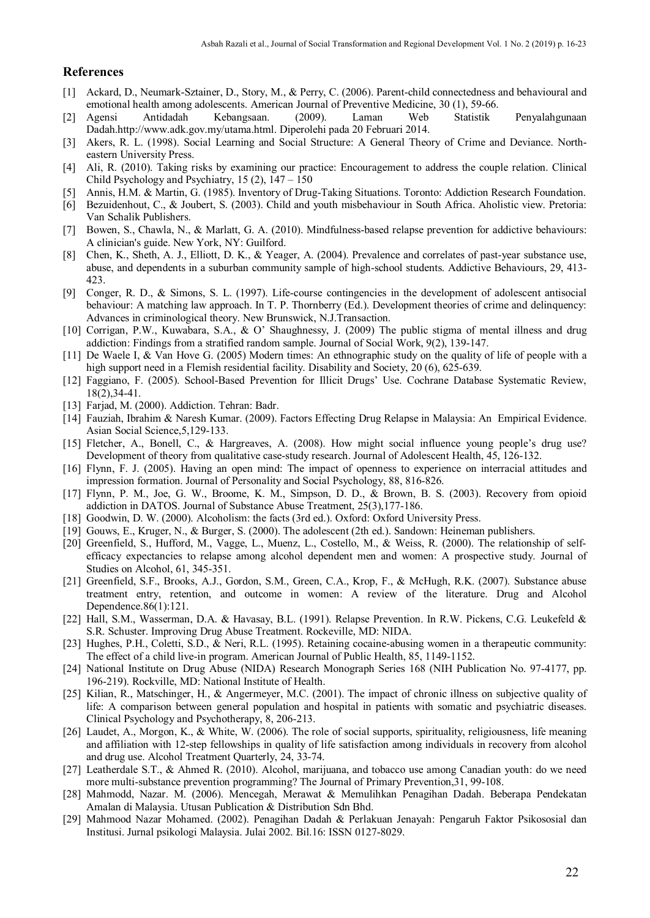## References

[1] Ackard, D., Neumark-Sztainer, D., Story, M., & Perry, C. (2006). Parent-child connectedness and behavioural and emotional health among adolescents. American Journal of Preventive Medicine, 30 (1), 59-66.

[2] Agensi Antidadah Kebangsaan. (2009). Laman Web Statistik Penyalahgunaan Dadah.http://www.adk.gov.my/utama.html. Diperolehi pada 20 Februari 2014.

[3] Akers, R. L. (1998). Social Learning and Social Structure: A General Theory of Crime and Deviance. North-eastern University Press.

[4] Ali, R. (2010). Taking risks by examining our practice: Encouragement to address the couple relation. Clinical Child Psychology and Psychiatry, 15 (2), 147 – 150

[5] Annis, H.M. & Martin, G. (1985). Inventory of Drug-Taking Situations. Toronto: Addiction Research Foundation.

[6] Bezuidenhout, C., & Joubert, S. (2003). Child and youth misbehaviour in South Africa. Aholistic view. Pretoria: Van Schalik Publishers.

[7] Bowen, S., Chawla, N., & Marlatt, G. A. (2010). Mindfulness-based relapse prevention for addictive behaviours: A clinician's guide. New York, NY: Guilford.

[8] Chen, K., Sheth, A. J., Elliott, D. K., & Yeager, A. (2004). Prevalence and correlates of past-year substance use, abuse, and dependents in a suburban community sample of high-school students. Addictive Behaviours, 29, 413-423.

[9] Conger, R. D., & Simons, S. L. (1997). Life-course contingencies in the development of adolescent antisocial behaviour: A matching law approach. In T. P. Thornberry (Ed.). Development theories of crime and delinquency: Advances in criminological theory. New Brunswick, N.J.Transaction.

[10] Corrigan, P.W., Kuwabara, S.A., & O' Shaughnessy, J. (2009) The public stigma of mental illness and drug addiction: Findings from a stratified random sample. Journal of Social Work, 9(2), 139-147.

[11] De Waele I, & Van Hove G. (2005) Modern times: An ethnographic study on the quality of life of people with a high support need in a Flemish residential facility. Disability and Society, 20 (6), 625-639.

[12] Faggiano, F. (2005). School-Based Prevention for Illicit Drugs' Use. Cochrane Database Systematic Review, 18(2),34-41.

[13] Farjad, M. (2000). Addiction. Tehran: Badr.

[14] Fauziah, Ibrahim & Naresh Kumar. (2009). Factors Effecting Drug Relapse in Malaysia: An Empirical Evidence. Asian Social Science,5,129-133.

[15] Fletcher, A., Bonell, C., & Hargreaves, A. (2008). How might social influence young people's drug use? Development of theory from qualitative case-study research. Journal of Adolescent Health, 45, 126-132.

[16] Flynn, F. J. (2005). Having an open mind: The impact of openness to experience on interracial attitudes and impression formation. Journal of Personality and Social Psychology, 88, 816-826.

[17] Flynn, P. M., Joe, G. W., Broome, K. M., Simpson, D. D., & Brown, B. S. (2003). Recovery from opioid addiction in DATOS. Journal of Substance Abuse Treatment, 25(3),177-186.

[18] Goodwin, D. W. (2000). Alcoholism: the facts (3rd ed.). Oxford: Oxford University Press.

[19] Gouws, E., Kruger, N., & Burger, S. (2000). The adolescent (2th ed.). Sandown: Heineman publishers.

[20] Greenfield, S., Hufford, M., Vagge, L., Muenz, L., Costello, M., & Weiss, R. (2000). The relationship of self-efficacy expectancies to relapse among alcohol dependent men and women: A prospective study. Journal of Studies on Alcohol, 61, 345-351.

[21] Greenfield, S.F., Brooks, A.J., Gordon, S.M., Green, C.A., Krop, F., & McHugh, R.K. (2007). Substance abuse treatment entry, retention, and outcome in women: A review of the literature. Drug and Alcohol Dependence.86(1):121.

[22] Hall, S.M., Wasserman, D.A. & Havasay, B.L. (1991). Relapse Prevention. In R.W. Pickens, C.G. Leukefeld & S.R. Schuster. Improving Drug Abuse Treatment. Rockeville, MD: NIDA.

[23] Hughes, P.H., Coletti, S.D., & Neri, R.L. (1995). Retaining cocaine-abusing women in a therapeutic community: The effect of a child live-in program. American Journal of Public Health, 85, 1149-1152.

[24] National Institute on Drug Abuse (NIDA) Research Monograph Series 168 (NIH Publication No. 97-4177, pp. 196-219). Rockville, MD: National Institute of Health.

[25] Kilian, R., Matschinger, H., & Angermeyer, M.C. (2001). The impact of chronic illness on subjective quality of life: A comparison between general population and hospital in patients with somatic and psychiatric diseases. Clinical Psychology and Psychotherapy, 8, 206-213.

[26] Laudet, A., Morgon, K., & White, W. (2006). The role of social supports, spirituality, religiousness, life meaning and affiliation with 12-step fellowships in quality of life satisfaction among individuals in recovery from alcohol and drug use. Alcohol Treatment Quarterly, 24, 33-74.

[27] Leatherdale S.T., & Ahmed R. (2010). Alcohol, marijuana, and tobacco use among Canadian youth: do we need more multi-substance prevention programming? The Journal of Primary Prevention,31, 99-108.

[28] Mahmodd, Nazar. M. (2006). Mencegah, Merawat & Memulihkan Penagihan Dadah. Beberapa Pendekatan Amalan di Malaysia. Utusan Publication & Distribution Sdn Bhd.

[29] Mahmood Nazar Mohamed. (2002). Penagihan Dadah & Perlakuan Jenayah: Pengaruh Faktor Psikososial dan Institusi. Jurnal psikologi Malaysia. Julai 2002. Bil.16: ISSN 0127-8029.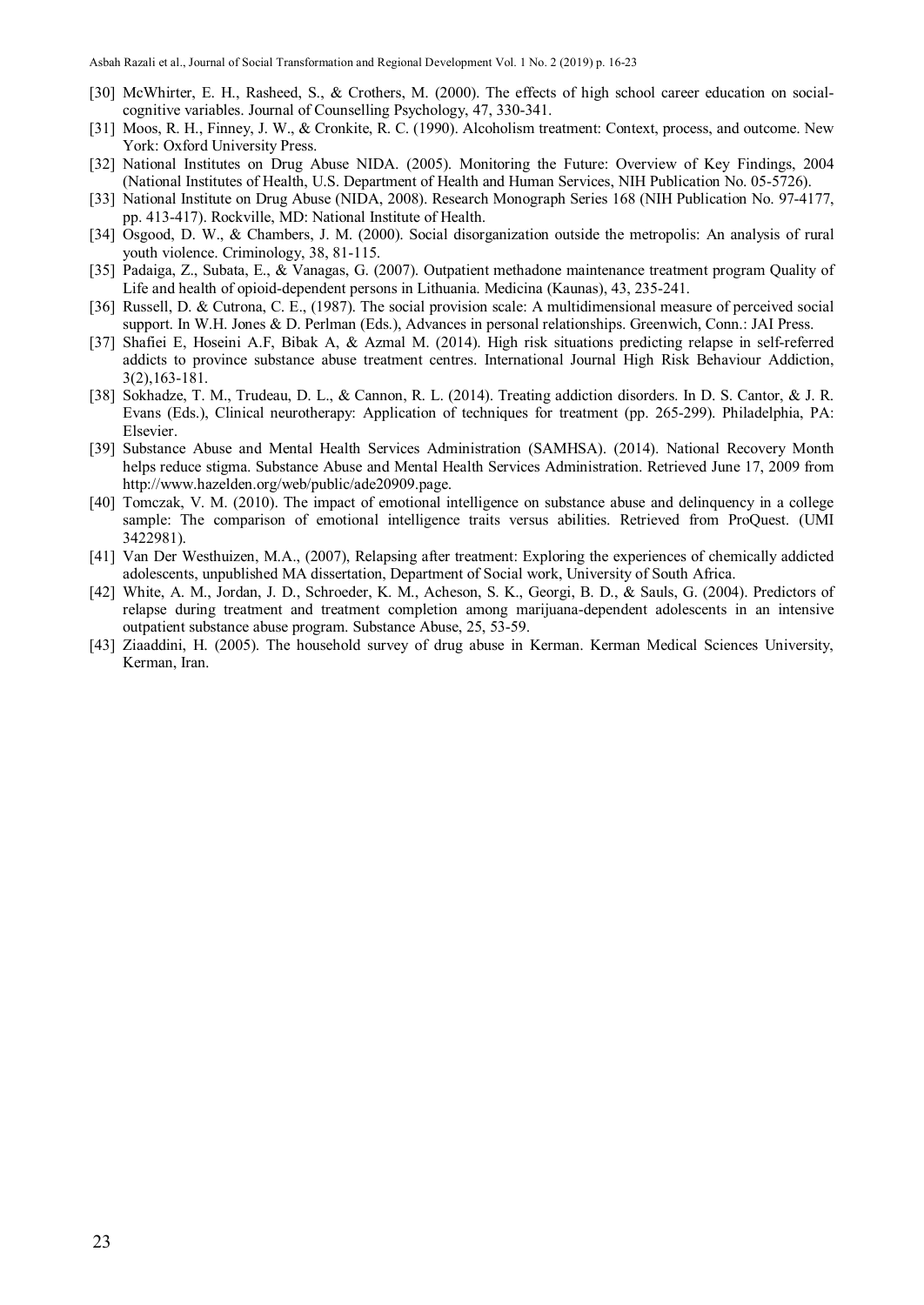[30] McWhirter, E. H., Rasheed, S., & Crothers, M. (2000). The effects of high school career education on social-cognitive variables. Journal of Counselling Psychology, 47, 330-341.

[31] Moos, R. H., Finney, J. W., & Cronkite, R. C. (1990). Alcoholism treatment: Context, process, and outcome. New York: Oxford University Press.

[32] National Institutes on Drug Abuse NIDA. (2005). Monitoring the Future: Overview of Key Findings, 2004 (National Institutes of Health, U.S. Department of Health and Human Services, NIH Publication No. 05-5726).

[33] National Institute on Drug Abuse (NIDA, 2008). Research Monograph Series 168 (NIH Publication No. 97-4177, pp. 413-417). Rockville, MD: National Institute of Health.

[34] Osgood, D. W., & Chambers, J. M. (2000). Social disorganization outside the metropolis: An analysis of rural youth violence. Criminology, 38, 81-115.

[35] Padaiga, Z., Subata, E., & Vanagas, G. (2007). Outpatient methadone maintenance treatment program Quality of Life and health of opioid-dependent persons in Lithuania. Medicina (Kaunas), 43, 235-241.

[36] Russell, D. & Cutrona, C. E., (1987). The social provision scale: A multidimensional measure of perceived social support. In W.H. Jones & D. Perlman (Eds.), Advances in personal relationships. Greenwich, Conn.: JAI Press.

[37] Shafiei E, Hoseini A.F, Bibak A, & Azmal M. (2014). High risk situations predicting relapse in self-referred addicts to province substance abuse treatment centres. International Journal High Risk Behaviour Addiction, 3(2),163-181.

[38] Sokhadze, T. M., Trudeau, D. L., & Cannon, R. L. (2014). Treating addiction disorders. In D. S. Cantor, & J. R. Evans (Eds.), Clinical neurotherapy: Application of techniques for treatment (pp. 265-299). Philadelphia, PA: Elsevier.

[39] Substance Abuse and Mental Health Services Administration (SAMHSA). (2014). National Recovery Month helps reduce stigma. Substance Abuse and Mental Health Services Administration. Retrieved June 17, 2009 from http://www.hazelden.org/web/public/ade20909.page.

[40] Tomczak, V. M. (2010). The impact of emotional intelligence on substance abuse and delinquency in a college sample: The comparison of emotional intelligence traits versus abilities. Retrieved from ProQuest. (UMI 3422981).

[41] Van Der Westhuizen, M.A., (2007), Relapsing after treatment: Exploring the experiences of chemically addicted adolescents, unpublished MA dissertation, Department of Social work, University of South Africa.

[42] White, A. M., Jordan, J. D., Schroeder, K. M., Acheson, S. K., Georgi, B. D., & Sauls, G. (2004). Predictors of relapse during treatment and treatment completion among marijuana-dependent adolescents in an intensive outpatient substance abuse program. Substance Abuse, 25, 53-59.

[43] Ziaaddini, H. (2005). The household survey of drug abuse in Kerman. Kerman Medical Sciences University, Kerman, Iran.